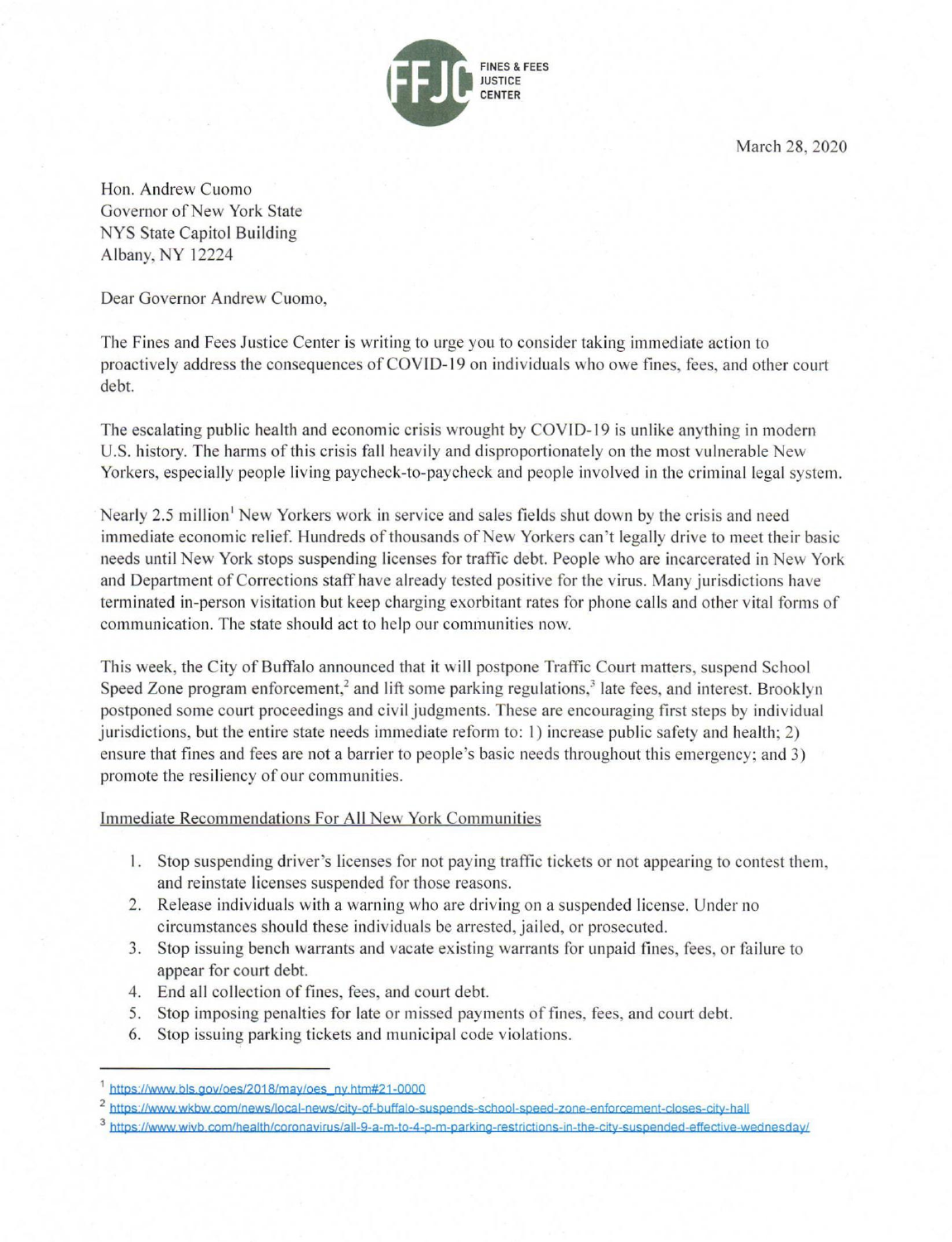FINES & FEES JUSTICE CENTER

March 28, 2020

Hon. Andrew Cuomo
Governor of New York State
NYS State Capitol Building
Albany, NY 12224

Dear Governor Andrew Cuomo,

The Fines and Fees Justice Center is writing to urge you to consider taking immediate action to proactively address the consequences of COVID-19 on individuals who owe fines, fees, and other court debt.

The escalating public health and economic crisis wrought by COVID-19 is unlike anything in modern U.S. history. The harms of this crisis fall heavily and disproportionately on the most vulnerable New Yorkers, especially people living paycheck-to-paycheck and people involved in the criminal legal system.

Nearly 2.5 million[1] New Yorkers work in service and sales fields shut down by the crisis and need immediate economic relief. Hundreds of thousands of New Yorkers can't legally drive to meet their basic needs until New York stops suspending licenses for traffic debt. People who are incarcerated in New York and Department of Corrections staff have already tested positive for the virus. Many jurisdictions have terminated in-person visitation but keep charging exorbitant rates for phone calls and other vital forms of communication. The state should act to help our communities now.

This week, the City of Buffalo announced that it will postpone Traffic Court matters, suspend School Speed Zone program enforcement,[2] and lift some parking regulations,[3] late fees, and interest. Brooklyn postponed some court proceedings and civil judgments. These are encouraging first steps by individual jurisdictions, but the entire state needs immediate reform to: 1) increase public safety and health; 2) ensure that fines and fees are not a barrier to people's basic needs throughout this emergency; and 3) promote the resiliency of our communities.

Immediate Recommendations For All New York Communities

1. Stop suspending driver's licenses for not paying traffic tickets or not appearing to contest them, and reinstate licenses suspended for those reasons.
2. Release individuals with a warning who are driving on a suspended license. Under no circumstances should these individuals be arrested, jailed, or prosecuted.
3. Stop issuing bench warrants and vacate existing warrants for unpaid fines, fees, or failure to appear for court debt.
4. End all collection of fines, fees, and court debt.
5. Stop imposing penalties for late or missed payments of fines, fees, and court debt.
6. Stop issuing parking tickets and municipal code violations.

---

[1] https://www.bls.gov/oes/2018/may/oes_ny.htm#21-0000

[2] https://www.wkbw.com/news/local-news/city-of-buffalo-suspends-school-speed-zone-enforcement-closes-city-hall

[3] https://www.wivb.com/health/coronavirus/all-9-a-m-to-4-p-m-parking-restrictions-in-the-city-suspended-effective-wednesday/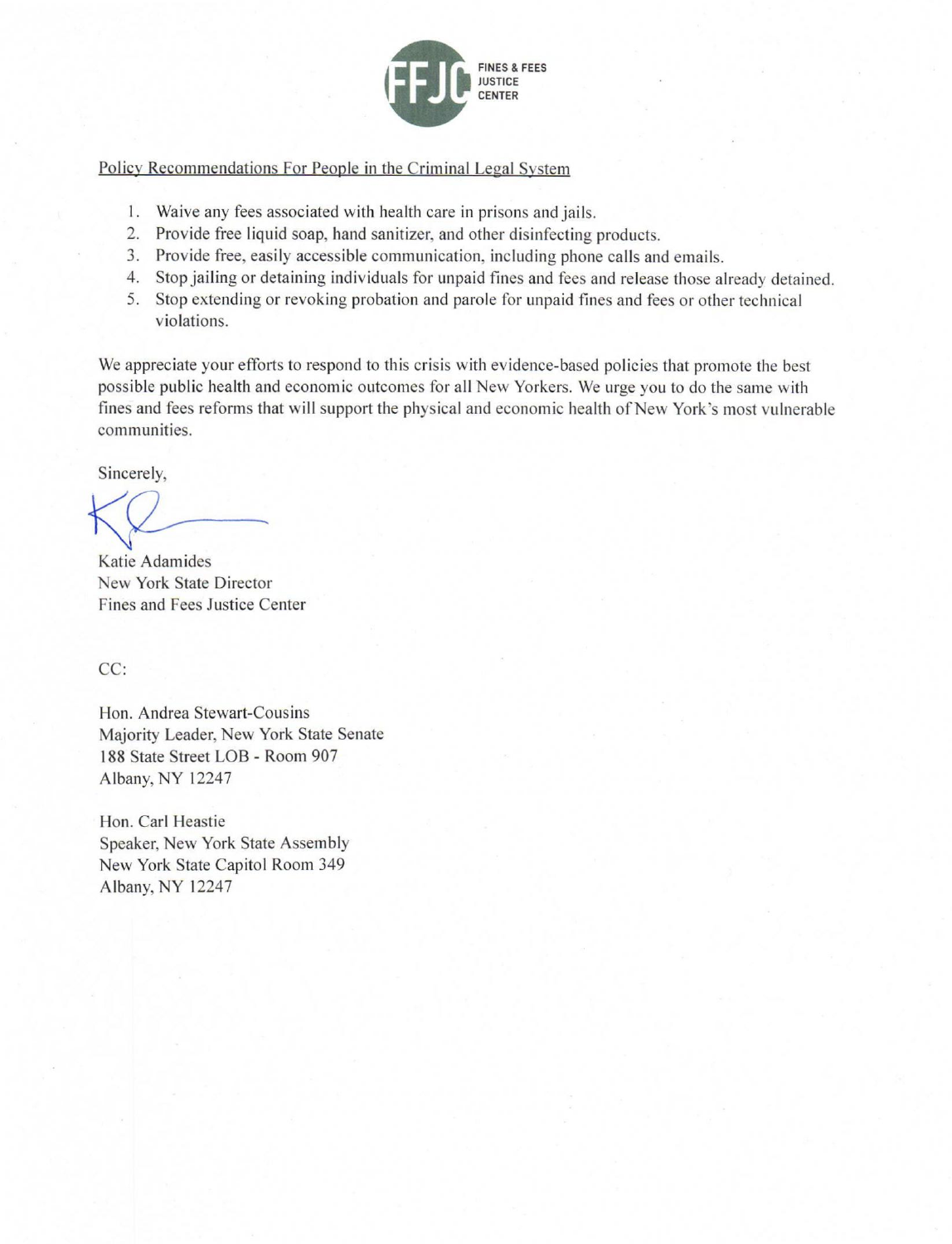FINES & FEES JUSTICE CENTER

Policy Recommendations For People in the Criminal Legal System

1. Waive any fees associated with health care in prisons and jails.
2. Provide free liquid soap, hand sanitizer, and other disinfecting products.
3. Provide free, easily accessible communication, including phone calls and emails.
4. Stop jailing or detaining individuals for unpaid fines and fees and release those already detained.
5. Stop extending or revoking probation and parole for unpaid fines and fees or other technical violations.

We appreciate your efforts to respond to this crisis with evidence-based policies that promote the best possible public health and economic outcomes for all New Yorkers. We urge you to do the same with fines and fees reforms that will support the physical and economic health of New York's most vulnerable communities.

Sincerely,

Katie Adamides
New York State Director
Fines and Fees Justice Center

CC:

Hon. Andrea Stewart-Cousins
Majority Leader, New York State Senate
188 State Street LOB - Room 907
Albany, NY 12247

Hon. Carl Heastie
Speaker, New York State Assembly
New York State Capitol Room 349
Albany, NY 12247